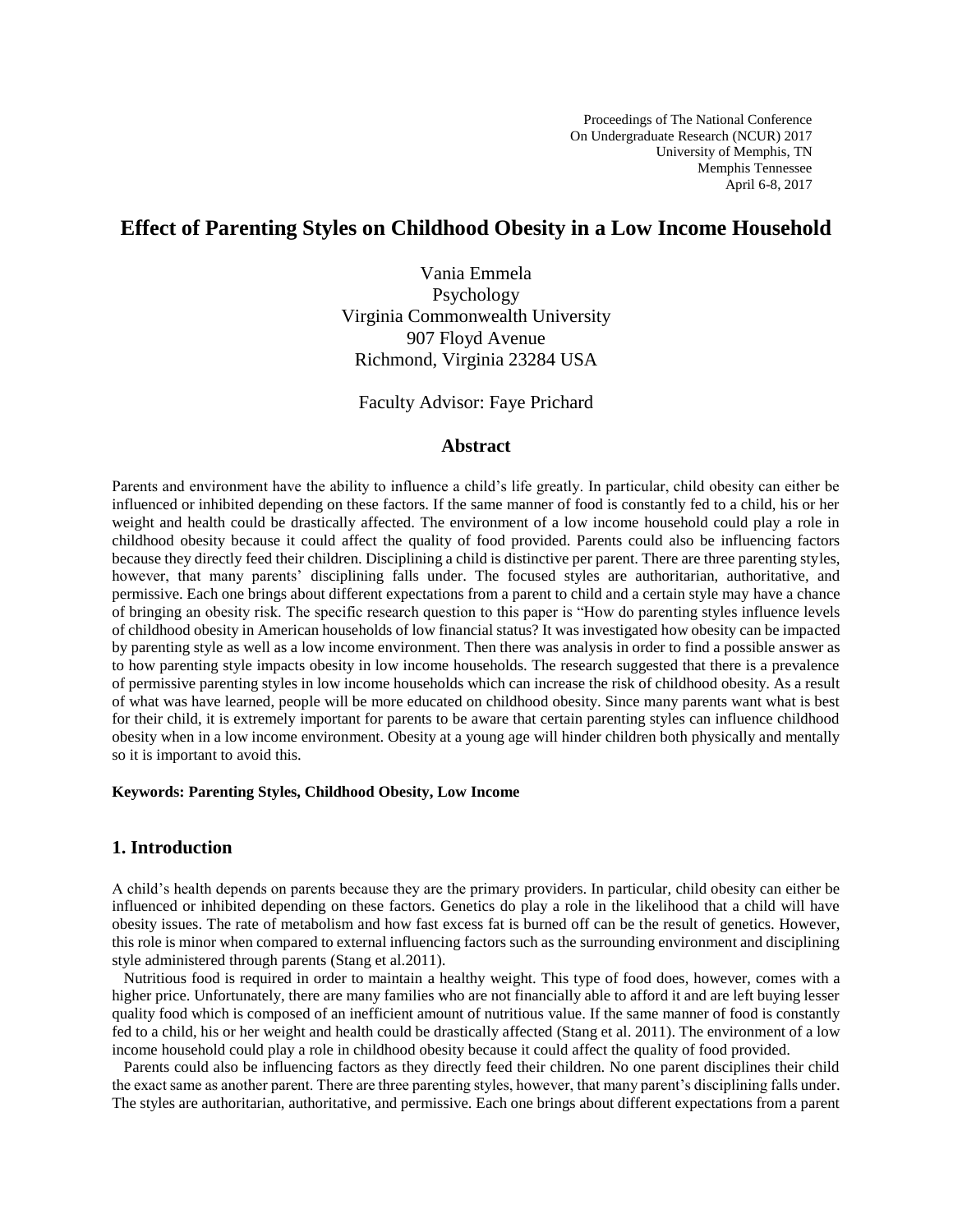Proceedings of The National Conference
On Undergraduate Research (NCUR) 2017
University of Memphis, TN
Memphis Tennessee
April 6-8, 2017

# Effect of Parenting Styles on Childhood Obesity in a Low Income Household

Vania Emmela
Psychology
Virginia Commonwealth University
907 Floyd Avenue
Richmond, Virginia 23284 USA

Faculty Advisor: Faye Prichard

## Abstract

Parents and environment have the ability to influence a child's life greatly. In particular, child obesity can either be influenced or inhibited depending on these factors. If the same manner of food is constantly fed to a child, his or her weight and health could be drastically affected. The environment of a low income household could play a role in childhood obesity because it could affect the quality of food provided. Parents could also be influencing factors because they directly feed their children. Disciplining a child is distinctive per parent. There are three parenting styles, however, that many parents' disciplining falls under. The focused styles are authoritarian, authoritative, and permissive. Each one brings about different expectations from a parent to child and a certain style may have a chance of bringing an obesity risk. The specific research question to this paper is "How do parenting styles influence levels of childhood obesity in American households of low financial status? It was investigated how obesity can be impacted by parenting style as well as a low income environment. Then there was analysis in order to find a possible answer as to how parenting style impacts obesity in low income households. The research suggested that there is a prevalence of permissive parenting styles in low income households which can increase the risk of childhood obesity. As a result of what was have learned, people will be more educated on childhood obesity. Since many parents want what is best for their child, it is extremely important for parents to be aware that certain parenting styles can influence childhood obesity when in a low income environment. Obesity at a young age will hinder children both physically and mentally so it is important to avoid this.

**Keywords: Parenting Styles, Childhood Obesity, Low Income**

## 1. Introduction

A child's health depends on parents because they are the primary providers. In particular, child obesity can either be influenced or inhibited depending on these factors. Genetics do play a role in the likelihood that a child will have obesity issues. The rate of metabolism and how fast excess fat is burned off can be the result of genetics. However, this role is minor when compared to external influencing factors such as the surrounding environment and disciplining style administered through parents (Stang et al.2011).

Nutritious food is required in order to maintain a healthy weight. This type of food does, however, comes with a higher price. Unfortunately, there are many families who are not financially able to afford it and are left buying lesser quality food which is composed of an inefficient amount of nutritious value. If the same manner of food is constantly fed to a child, his or her weight and health could be drastically affected (Stang et al. 2011). The environment of a low income household could play a role in childhood obesity because it could affect the quality of food provided.

Parents could also be influencing factors as they directly feed their children. No one parent disciplines their child the exact same as another parent. There are three parenting styles, however, that many parent's disciplining falls under. The styles are authoritarian, authoritative, and permissive. Each one brings about different expectations from a parent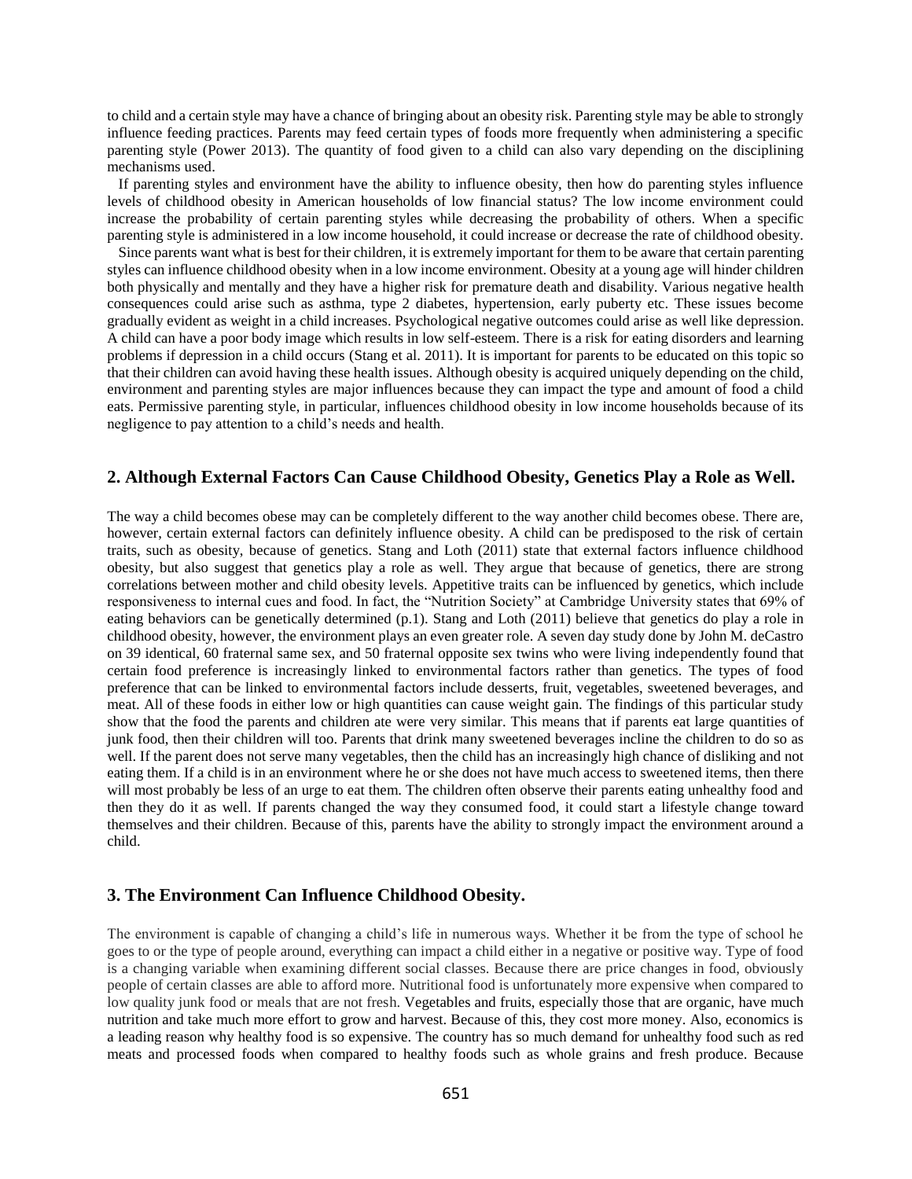to child and a certain style may have a chance of bringing about an obesity risk. Parenting style may be able to strongly influence feeding practices. Parents may feed certain types of foods more frequently when administering a specific parenting style (Power 2013). The quantity of food given to a child can also vary depending on the disciplining mechanisms used.

If parenting styles and environment have the ability to influence obesity, then how do parenting styles influence levels of childhood obesity in American households of low financial status? The low income environment could increase the probability of certain parenting styles while decreasing the probability of others. When a specific parenting style is administered in a low income household, it could increase or decrease the rate of childhood obesity.

Since parents want what is best for their children, it is extremely important for them to be aware that certain parenting styles can influence childhood obesity when in a low income environment. Obesity at a young age will hinder children both physically and mentally and they have a higher risk for premature death and disability. Various negative health consequences could arise such as asthma, type 2 diabetes, hypertension, early puberty etc. These issues become gradually evident as weight in a child increases. Psychological negative outcomes could arise as well like depression. A child can have a poor body image which results in low self-esteem. There is a risk for eating disorders and learning problems if depression in a child occurs (Stang et al. 2011). It is important for parents to be educated on this topic so that their children can avoid having these health issues. Although obesity is acquired uniquely depending on the child, environment and parenting styles are major influences because they can impact the type and amount of food a child eats. Permissive parenting style, in particular, influences childhood obesity in low income households because of its negligence to pay attention to a child's needs and health.

## 2. Although External Factors Can Cause Childhood Obesity, Genetics Play a Role as Well.

The way a child becomes obese may can be completely different to the way another child becomes obese. There are, however, certain external factors can definitely influence obesity. A child can be predisposed to the risk of certain traits, such as obesity, because of genetics. Stang and Loth (2011) state that external factors influence childhood obesity, but also suggest that genetics play a role as well. They argue that because of genetics, there are strong correlations between mother and child obesity levels. Appetitive traits can be influenced by genetics, which include responsiveness to internal cues and food. In fact, the "Nutrition Society" at Cambridge University states that 69% of eating behaviors can be genetically determined (p.1). Stang and Loth (2011) believe that genetics do play a role in childhood obesity, however, the environment plays an even greater role. A seven day study done by John M. deCastro on 39 identical, 60 fraternal same sex, and 50 fraternal opposite sex twins who were living independently found that certain food preference is increasingly linked to environmental factors rather than genetics. The types of food preference that can be linked to environmental factors include desserts, fruit, vegetables, sweetened beverages, and meat. All of these foods in either low or high quantities can cause weight gain. The findings of this particular study show that the food the parents and children ate were very similar. This means that if parents eat large quantities of junk food, then their children will too. Parents that drink many sweetened beverages incline the children to do so as well. If the parent does not serve many vegetables, then the child has an increasingly high chance of disliking and not eating them. If a child is in an environment where he or she does not have much access to sweetened items, then there will most probably be less of an urge to eat them. The children often observe their parents eating unhealthy food and then they do it as well. If parents changed the way they consumed food, it could start a lifestyle change toward themselves and their children. Because of this, parents have the ability to strongly impact the environment around a child.

## 3. The Environment Can Influence Childhood Obesity.

The environment is capable of changing a child's life in numerous ways. Whether it be from the type of school he goes to or the type of people around, everything can impact a child either in a negative or positive way. Type of food is a changing variable when examining different social classes. Because there are price changes in food, obviously people of certain classes are able to afford more. Nutritional food is unfortunately more expensive when compared to low quality junk food or meals that are not fresh. Vegetables and fruits, especially those that are organic, have much nutrition and take much more effort to grow and harvest. Because of this, they cost more money. Also, economics is a leading reason why healthy food is so expensive. The country has so much demand for unhealthy food such as red meats and processed foods when compared to healthy foods such as whole grains and fresh produce. Because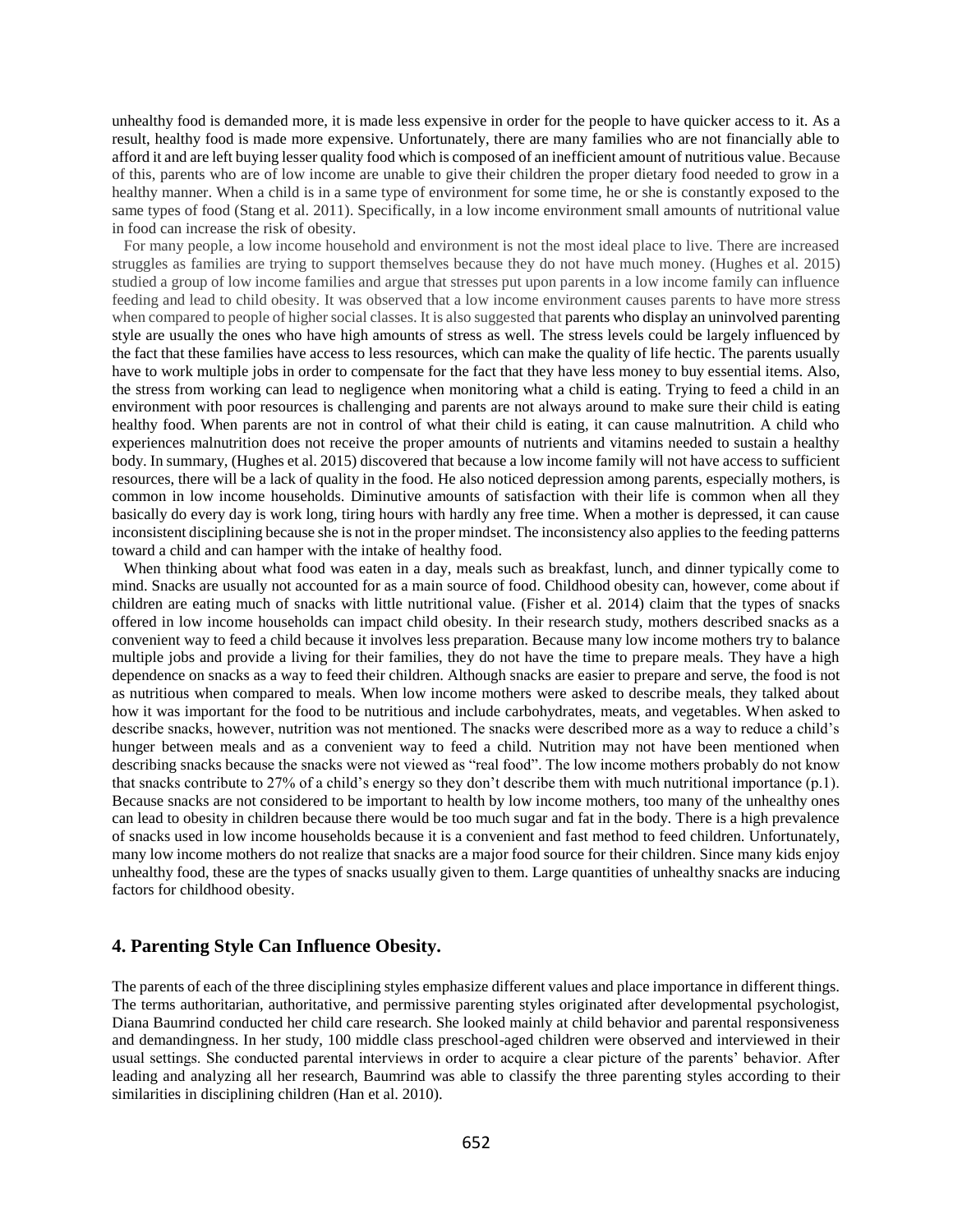unhealthy food is demanded more, it is made less expensive in order for the people to have quicker access to it. As a result, healthy food is made more expensive. Unfortunately, there are many families who are not financially able to afford it and are left buying lesser quality food which is composed of an inefficient amount of nutritious value. Because of this, parents who are of low income are unable to give their children the proper dietary food needed to grow in a healthy manner. When a child is in a same type of environment for some time, he or she is constantly exposed to the same types of food (Stang et al. 2011). Specifically, in a low income environment small amounts of nutritional value in food can increase the risk of obesity.

For many people, a low income household and environment is not the most ideal place to live. There are increased struggles as families are trying to support themselves because they do not have much money. (Hughes et al. 2015) studied a group of low income families and argue that stresses put upon parents in a low income family can influence feeding and lead to child obesity. It was observed that a low income environment causes parents to have more stress when compared to people of higher social classes. It is also suggested that parents who display an uninvolved parenting style are usually the ones who have high amounts of stress as well. The stress levels could be largely influenced by the fact that these families have access to less resources, which can make the quality of life hectic. The parents usually have to work multiple jobs in order to compensate for the fact that they have less money to buy essential items. Also, the stress from working can lead to negligence when monitoring what a child is eating. Trying to feed a child in an environment with poor resources is challenging and parents are not always around to make sure their child is eating healthy food. When parents are not in control of what their child is eating, it can cause malnutrition. A child who experiences malnutrition does not receive the proper amounts of nutrients and vitamins needed to sustain a healthy body. In summary, (Hughes et al. 2015) discovered that because a low income family will not have access to sufficient resources, there will be a lack of quality in the food. He also noticed depression among parents, especially mothers, is common in low income households. Diminutive amounts of satisfaction with their life is common when all they basically do every day is work long, tiring hours with hardly any free time. When a mother is depressed, it can cause inconsistent disciplining because she is not in the proper mindset. The inconsistency also applies to the feeding patterns toward a child and can hamper with the intake of healthy food.

When thinking about what food was eaten in a day, meals such as breakfast, lunch, and dinner typically come to mind. Snacks are usually not accounted for as a main source of food. Childhood obesity can, however, come about if children are eating much of snacks with little nutritional value. (Fisher et al. 2014) claim that the types of snacks offered in low income households can impact child obesity. In their research study, mothers described snacks as a convenient way to feed a child because it involves less preparation. Because many low income mothers try to balance multiple jobs and provide a living for their families, they do not have the time to prepare meals. They have a high dependence on snacks as a way to feed their children. Although snacks are easier to prepare and serve, the food is not as nutritious when compared to meals. When low income mothers were asked to describe meals, they talked about how it was important for the food to be nutritious and include carbohydrates, meats, and vegetables. When asked to describe snacks, however, nutrition was not mentioned. The snacks were described more as a way to reduce a child's hunger between meals and as a convenient way to feed a child. Nutrition may not have been mentioned when describing snacks because the snacks were not viewed as "real food". The low income mothers probably do not know that snacks contribute to 27% of a child's energy so they don't describe them with much nutritional importance (p.1). Because snacks are not considered to be important to health by low income mothers, too many of the unhealthy ones can lead to obesity in children because there would be too much sugar and fat in the body. There is a high prevalence of snacks used in low income households because it is a convenient and fast method to feed children. Unfortunately, many low income mothers do not realize that snacks are a major food source for their children. Since many kids enjoy unhealthy food, these are the types of snacks usually given to them. Large quantities of unhealthy snacks are inducing factors for childhood obesity.

## 4. Parenting Style Can Influence Obesity.

The parents of each of the three disciplining styles emphasize different values and place importance in different things. The terms authoritarian, authoritative, and permissive parenting styles originated after developmental psychologist, Diana Baumrind conducted her child care research. She looked mainly at child behavior and parental responsiveness and demandingness. In her study, 100 middle class preschool-aged children were observed and interviewed in their usual settings. She conducted parental interviews in order to acquire a clear picture of the parents' behavior. After leading and analyzing all her research, Baumrind was able to classify the three parenting styles according to their similarities in disciplining children (Han et al. 2010).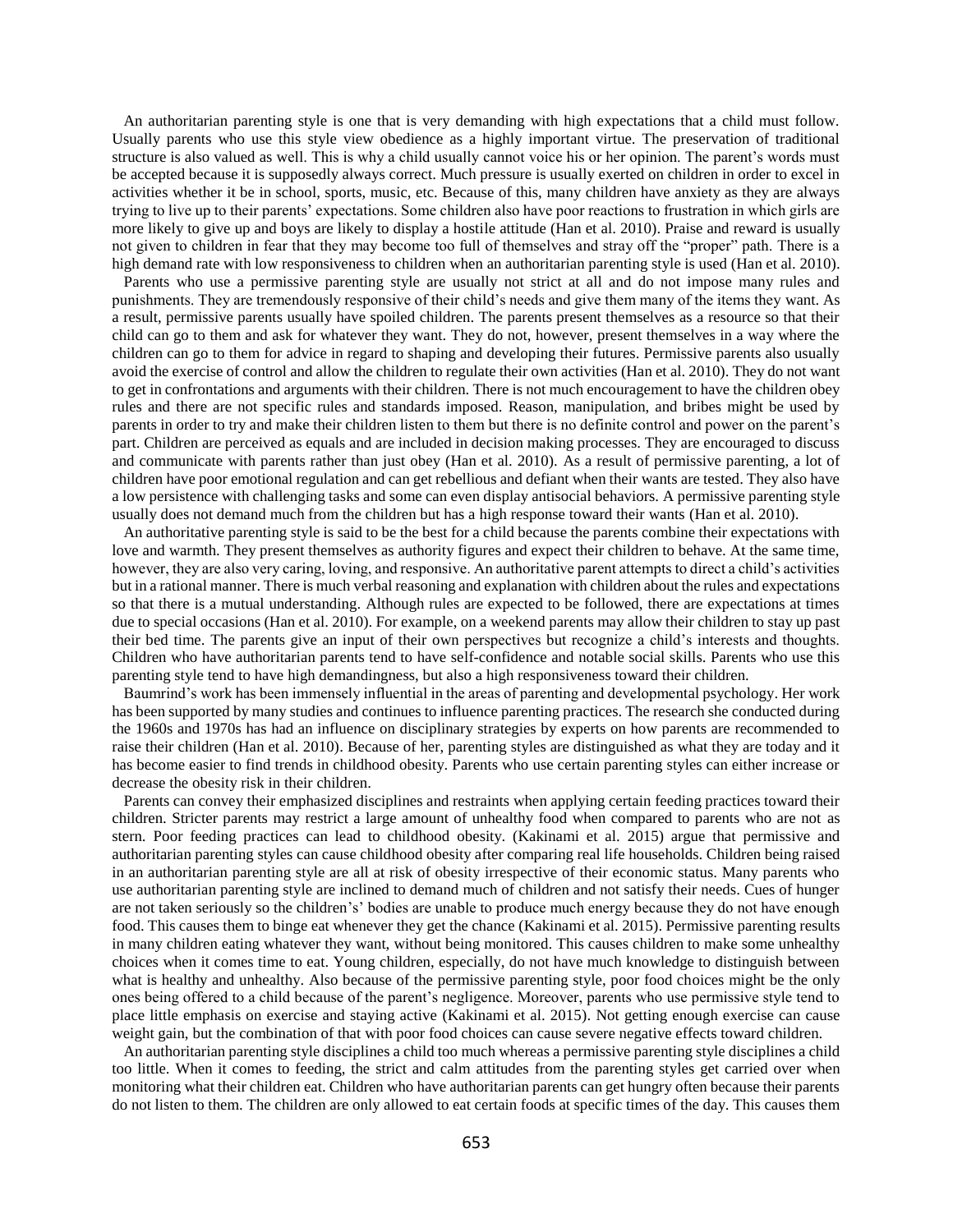An authoritarian parenting style is one that is very demanding with high expectations that a child must follow. Usually parents who use this style view obedience as a highly important virtue. The preservation of traditional structure is also valued as well. This is why a child usually cannot voice his or her opinion. The parent's words must be accepted because it is supposedly always correct. Much pressure is usually exerted on children in order to excel in activities whether it be in school, sports, music, etc. Because of this, many children have anxiety as they are always trying to live up to their parents' expectations. Some children also have poor reactions to frustration in which girls are more likely to give up and boys are likely to display a hostile attitude (Han et al. 2010). Praise and reward is usually not given to children in fear that they may become too full of themselves and stray off the "proper" path. There is a high demand rate with low responsiveness to children when an authoritarian parenting style is used (Han et al. 2010).

Parents who use a permissive parenting style are usually not strict at all and do not impose many rules and punishments. They are tremendously responsive of their child's needs and give them many of the items they want. As a result, permissive parents usually have spoiled children. The parents present themselves as a resource so that their child can go to them and ask for whatever they want. They do not, however, present themselves in a way where the children can go to them for advice in regard to shaping and developing their futures. Permissive parents also usually avoid the exercise of control and allow the children to regulate their own activities (Han et al. 2010). They do not want to get in confrontations and arguments with their children. There is not much encouragement to have the children obey rules and there are not specific rules and standards imposed. Reason, manipulation, and bribes might be used by parents in order to try and make their children listen to them but there is no definite control and power on the parent's part. Children are perceived as equals and are included in decision making processes. They are encouraged to discuss and communicate with parents rather than just obey (Han et al. 2010). As a result of permissive parenting, a lot of children have poor emotional regulation and can get rebellious and defiant when their wants are tested. They also have a low persistence with challenging tasks and some can even display antisocial behaviors. A permissive parenting style usually does not demand much from the children but has a high response toward their wants (Han et al. 2010).

An authoritative parenting style is said to be the best for a child because the parents combine their expectations with love and warmth. They present themselves as authority figures and expect their children to behave. At the same time, however, they are also very caring, loving, and responsive. An authoritative parent attempts to direct a child's activities but in a rational manner. There is much verbal reasoning and explanation with children about the rules and expectations so that there is a mutual understanding. Although rules are expected to be followed, there are expectations at times due to special occasions (Han et al. 2010). For example, on a weekend parents may allow their children to stay up past their bed time. The parents give an input of their own perspectives but recognize a child's interests and thoughts. Children who have authoritarian parents tend to have self-confidence and notable social skills. Parents who use this parenting style tend to have high demandingness, but also a high responsiveness toward their children.

Baumrind's work has been immensely influential in the areas of parenting and developmental psychology. Her work has been supported by many studies and continues to influence parenting practices. The research she conducted during the 1960s and 1970s has had an influence on disciplinary strategies by experts on how parents are recommended to raise their children (Han et al. 2010). Because of her, parenting styles are distinguished as what they are today and it has become easier to find trends in childhood obesity. Parents who use certain parenting styles can either increase or decrease the obesity risk in their children.

Parents can convey their emphasized disciplines and restraints when applying certain feeding practices toward their children. Stricter parents may restrict a large amount of unhealthy food when compared to parents who are not as stern. Poor feeding practices can lead to childhood obesity. (Kakinami et al. 2015) argue that permissive and authoritarian parenting styles can cause childhood obesity after comparing real life households. Children being raised in an authoritarian parenting style are all at risk of obesity irrespective of their economic status. Many parents who use authoritarian parenting style are inclined to demand much of children and not satisfy their needs. Cues of hunger are not taken seriously so the children's' bodies are unable to produce much energy because they do not have enough food. This causes them to binge eat whenever they get the chance (Kakinami et al. 2015). Permissive parenting results in many children eating whatever they want, without being monitored. This causes children to make some unhealthy choices when it comes time to eat. Young children, especially, do not have much knowledge to distinguish between what is healthy and unhealthy. Also because of the permissive parenting style, poor food choices might be the only ones being offered to a child because of the parent's negligence. Moreover, parents who use permissive style tend to place little emphasis on exercise and staying active (Kakinami et al. 2015). Not getting enough exercise can cause weight gain, but the combination of that with poor food choices can cause severe negative effects toward children.

An authoritarian parenting style disciplines a child too much whereas a permissive parenting style disciplines a child too little. When it comes to feeding, the strict and calm attitudes from the parenting styles get carried over when monitoring what their children eat. Children who have authoritarian parents can get hungry often because their parents do not listen to them. The children are only allowed to eat certain foods at specific times of the day. This causes them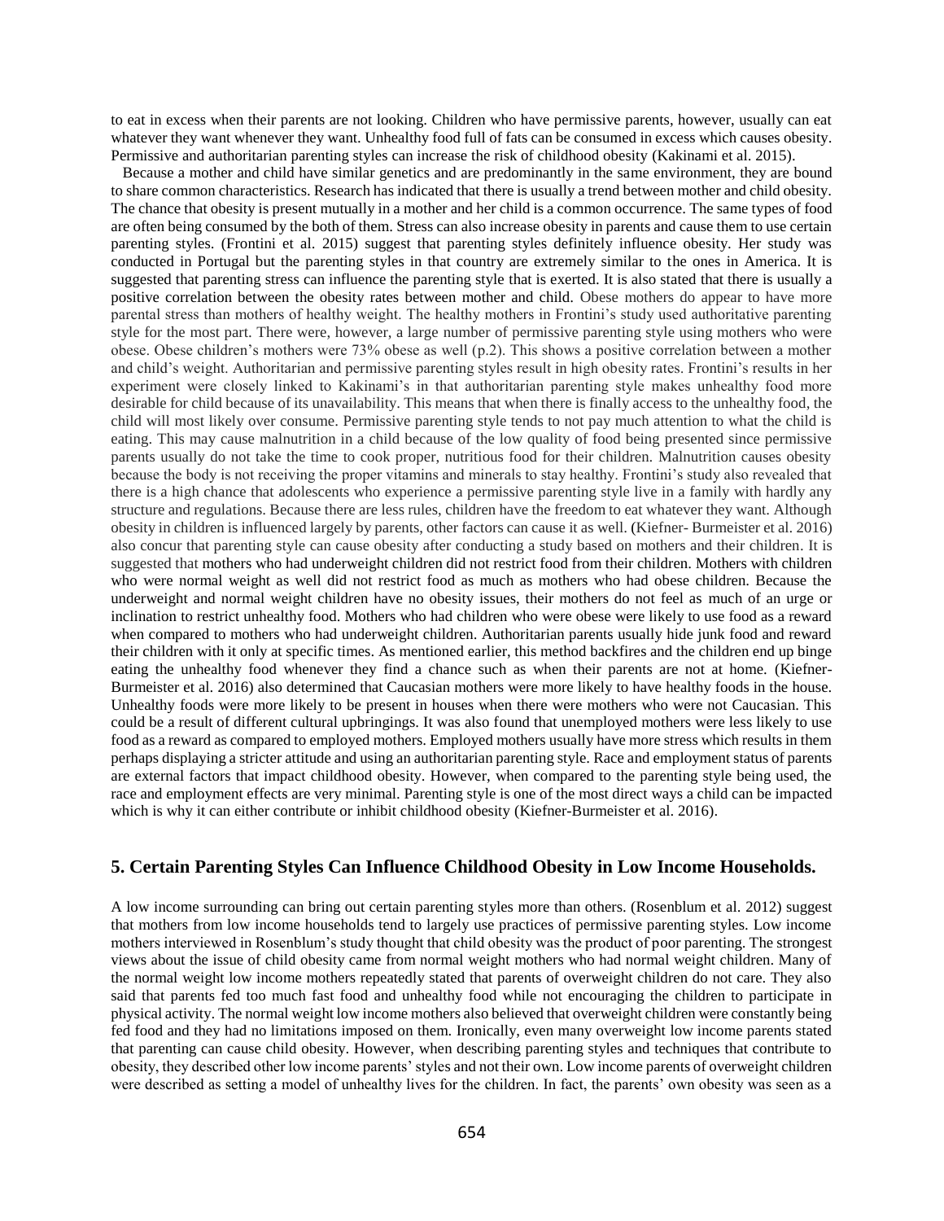to eat in excess when their parents are not looking. Children who have permissive parents, however, usually can eat whatever they want whenever they want. Unhealthy food full of fats can be consumed in excess which causes obesity. Permissive and authoritarian parenting styles can increase the risk of childhood obesity (Kakinami et al. 2015).

Because a mother and child have similar genetics and are predominantly in the same environment, they are bound to share common characteristics. Research has indicated that there is usually a trend between mother and child obesity. The chance that obesity is present mutually in a mother and her child is a common occurrence. The same types of food are often being consumed by the both of them. Stress can also increase obesity in parents and cause them to use certain parenting styles. (Frontini et al. 2015) suggest that parenting styles definitely influence obesity. Her study was conducted in Portugal but the parenting styles in that country are extremely similar to the ones in America. It is suggested that parenting stress can influence the parenting style that is exerted. It is also stated that there is usually a positive correlation between the obesity rates between mother and child. Obese mothers do appear to have more parental stress than mothers of healthy weight. The healthy mothers in Frontini's study used authoritative parenting style for the most part. There were, however, a large number of permissive parenting style using mothers who were obese. Obese children's mothers were 73% obese as well (p.2). This shows a positive correlation between a mother and child's weight. Authoritarian and permissive parenting styles result in high obesity rates. Frontini's results in her experiment were closely linked to Kakinami's in that authoritarian parenting style makes unhealthy food more desirable for child because of its unavailability. This means that when there is finally access to the unhealthy food, the child will most likely over consume. Permissive parenting style tends to not pay much attention to what the child is eating. This may cause malnutrition in a child because of the low quality of food being presented since permissive parents usually do not take the time to cook proper, nutritious food for their children. Malnutrition causes obesity because the body is not receiving the proper vitamins and minerals to stay healthy. Frontini's study also revealed that there is a high chance that adolescents who experience a permissive parenting style live in a family with hardly any structure and regulations. Because there are less rules, children have the freedom to eat whatever they want. Although obesity in children is influenced largely by parents, other factors can cause it as well. (Kiefner- Burmeister et al. 2016) also concur that parenting style can cause obesity after conducting a study based on mothers and their children. It is suggested that mothers who had underweight children did not restrict food from their children. Mothers with children who were normal weight as well did not restrict food as much as mothers who had obese children. Because the underweight and normal weight children have no obesity issues, their mothers do not feel as much of an urge or inclination to restrict unhealthy food. Mothers who had children who were obese were likely to use food as a reward when compared to mothers who had underweight children. Authoritarian parents usually hide junk food and reward their children with it only at specific times. As mentioned earlier, this method backfires and the children end up binge eating the unhealthy food whenever they find a chance such as when their parents are not at home. (Kiefner-Burmeister et al. 2016) also determined that Caucasian mothers were more likely to have healthy foods in the house. Unhealthy foods were more likely to be present in houses when there were mothers who were not Caucasian. This could be a result of different cultural upbringings. It was also found that unemployed mothers were less likely to use food as a reward as compared to employed mothers. Employed mothers usually have more stress which results in them perhaps displaying a stricter attitude and using an authoritarian parenting style. Race and employment status of parents are external factors that impact childhood obesity. However, when compared to the parenting style being used, the race and employment effects are very minimal. Parenting style is one of the most direct ways a child can be impacted which is why it can either contribute or inhibit childhood obesity (Kiefner-Burmeister et al. 2016).

## 5. Certain Parenting Styles Can Influence Childhood Obesity in Low Income Households.

A low income surrounding can bring out certain parenting styles more than others. (Rosenblum et al. 2012) suggest that mothers from low income households tend to largely use practices of permissive parenting styles. Low income mothers interviewed in Rosenblum's study thought that child obesity was the product of poor parenting. The strongest views about the issue of child obesity came from normal weight mothers who had normal weight children. Many of the normal weight low income mothers repeatedly stated that parents of overweight children do not care. They also said that parents fed too much fast food and unhealthy food while not encouraging the children to participate in physical activity. The normal weight low income mothers also believed that overweight children were constantly being fed food and they had no limitations imposed on them. Ironically, even many overweight low income parents stated that parenting can cause child obesity. However, when describing parenting styles and techniques that contribute to obesity, they described other low income parents' styles and not their own. Low income parents of overweight children were described as setting a model of unhealthy lives for the children. In fact, the parents' own obesity was seen as a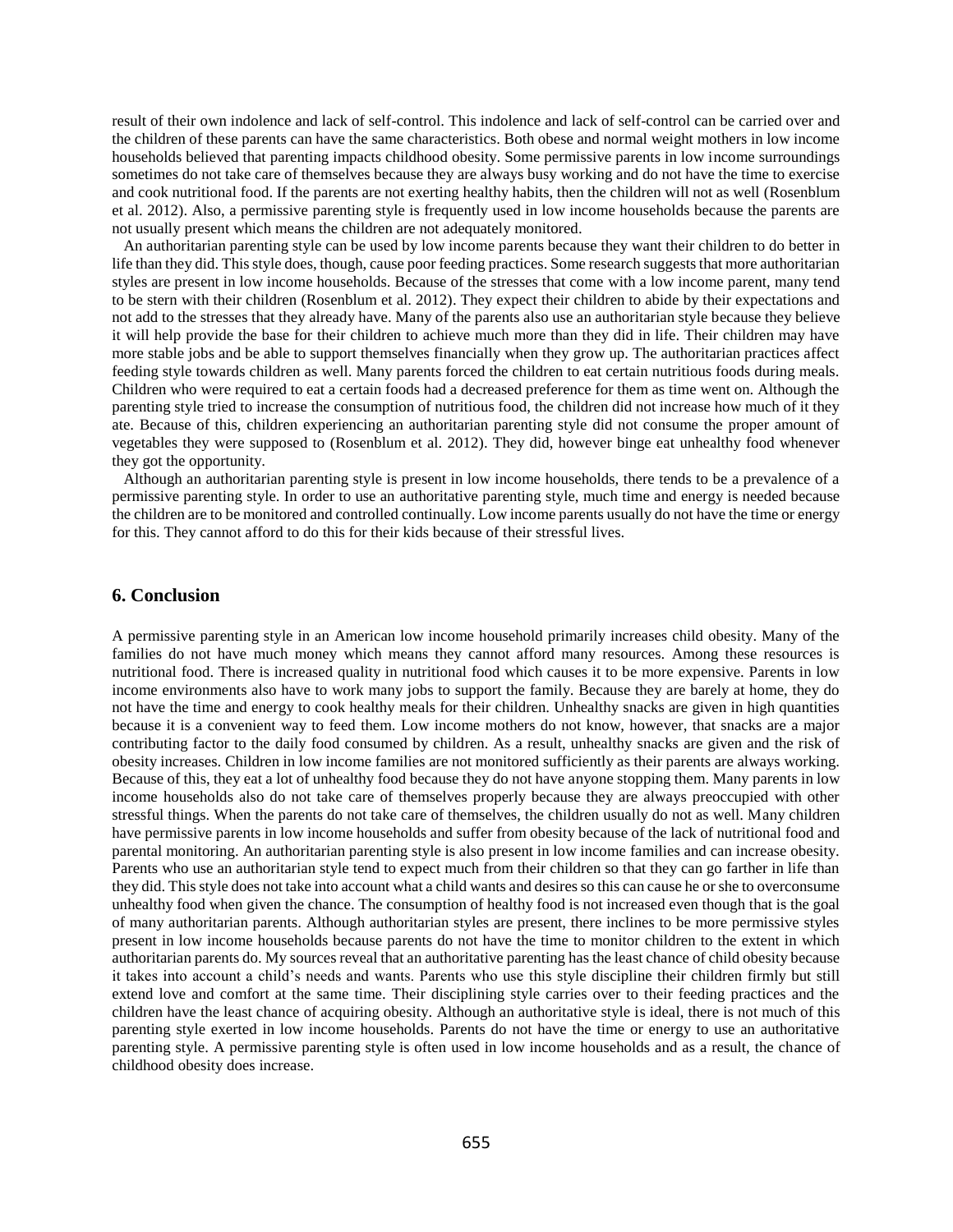result of their own indolence and lack of self-control. This indolence and lack of self-control can be carried over and the children of these parents can have the same characteristics. Both obese and normal weight mothers in low income households believed that parenting impacts childhood obesity. Some permissive parents in low income surroundings sometimes do not take care of themselves because they are always busy working and do not have the time to exercise and cook nutritional food. If the parents are not exerting healthy habits, then the children will not as well (Rosenblum et al. 2012). Also, a permissive parenting style is frequently used in low income households because the parents are not usually present which means the children are not adequately monitored.

An authoritarian parenting style can be used by low income parents because they want their children to do better in life than they did. This style does, though, cause poor feeding practices. Some research suggests that more authoritarian styles are present in low income households. Because of the stresses that come with a low income parent, many tend to be stern with their children (Rosenblum et al. 2012). They expect their children to abide by their expectations and not add to the stresses that they already have. Many of the parents also use an authoritarian style because they believe it will help provide the base for their children to achieve much more than they did in life. Their children may have more stable jobs and be able to support themselves financially when they grow up. The authoritarian practices affect feeding style towards children as well. Many parents forced the children to eat certain nutritious foods during meals. Children who were required to eat a certain foods had a decreased preference for them as time went on. Although the parenting style tried to increase the consumption of nutritious food, the children did not increase how much of it they ate. Because of this, children experiencing an authoritarian parenting style did not consume the proper amount of vegetables they were supposed to (Rosenblum et al. 2012). They did, however binge eat unhealthy food whenever they got the opportunity.

Although an authoritarian parenting style is present in low income households, there tends to be a prevalence of a permissive parenting style. In order to use an authoritative parenting style, much time and energy is needed because the children are to be monitored and controlled continually. Low income parents usually do not have the time or energy for this. They cannot afford to do this for their kids because of their stressful lives.

## 6. Conclusion

A permissive parenting style in an American low income household primarily increases child obesity. Many of the families do not have much money which means they cannot afford many resources. Among these resources is nutritional food. There is increased quality in nutritional food which causes it to be more expensive. Parents in low income environments also have to work many jobs to support the family. Because they are barely at home, they do not have the time and energy to cook healthy meals for their children. Unhealthy snacks are given in high quantities because it is a convenient way to feed them. Low income mothers do not know, however, that snacks are a major contributing factor to the daily food consumed by children. As a result, unhealthy snacks are given and the risk of obesity increases. Children in low income families are not monitored sufficiently as their parents are always working. Because of this, they eat a lot of unhealthy food because they do not have anyone stopping them. Many parents in low income households also do not take care of themselves properly because they are always preoccupied with other stressful things. When the parents do not take care of themselves, the children usually do not as well. Many children have permissive parents in low income households and suffer from obesity because of the lack of nutritional food and parental monitoring. An authoritarian parenting style is also present in low income families and can increase obesity. Parents who use an authoritarian style tend to expect much from their children so that they can go farther in life than they did. This style does not take into account what a child wants and desires so this can cause he or she to overconsume unhealthy food when given the chance. The consumption of healthy food is not increased even though that is the goal of many authoritarian parents. Although authoritarian styles are present, there inclines to be more permissive styles present in low income households because parents do not have the time to monitor children to the extent in which authoritarian parents do. My sources reveal that an authoritative parenting has the least chance of child obesity because it takes into account a child's needs and wants. Parents who use this style discipline their children firmly but still extend love and comfort at the same time. Their disciplining style carries over to their feeding practices and the children have the least chance of acquiring obesity. Although an authoritative style is ideal, there is not much of this parenting style exerted in low income households. Parents do not have the time or energy to use an authoritative parenting style. A permissive parenting style is often used in low income households and as a result, the chance of childhood obesity does increase.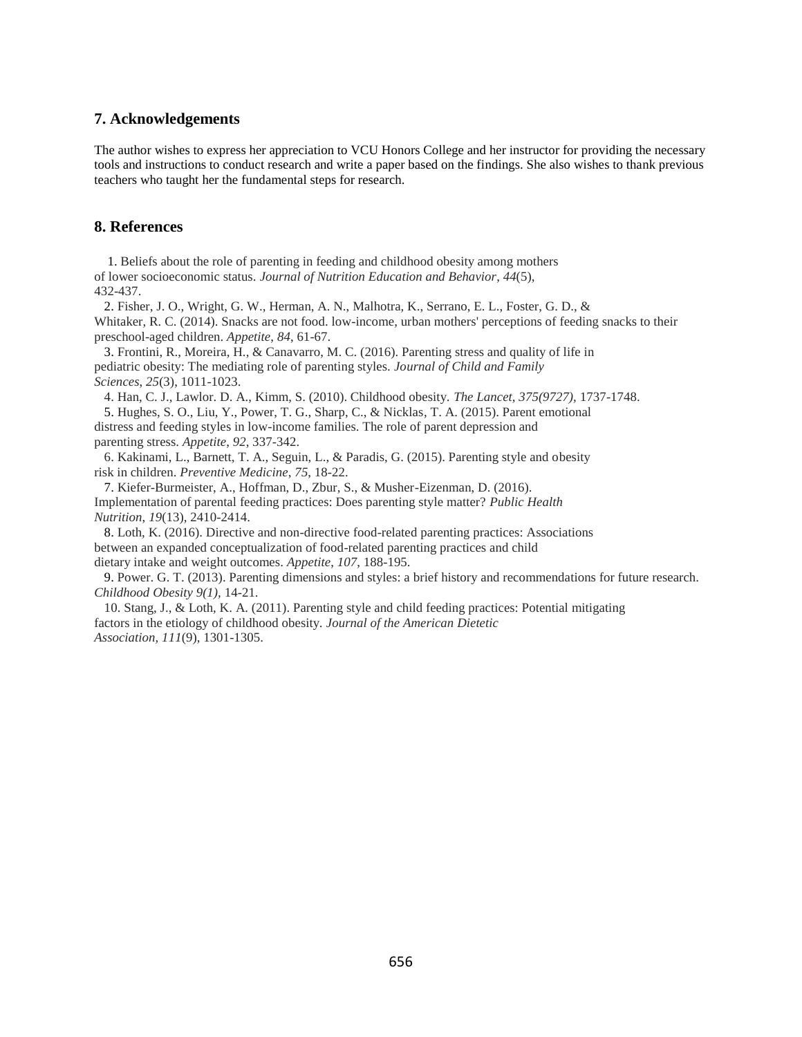## 7. Acknowledgements

The author wishes to express her appreciation to VCU Honors College and her instructor for providing the necessary tools and instructions to conduct research and write a paper based on the findings. She also wishes to thank previous teachers who taught her the fundamental steps for research.

## 8. References

1. Beliefs about the role of parenting in feeding and childhood obesity among mothers of lower socioeconomic status. *Journal of Nutrition Education and Behavior*, *44*(5), 432-437.
2. Fisher, J. O., Wright, G. W., Herman, A. N., Malhotra, K., Serrano, E. L., Foster, G. D., & Whitaker, R. C. (2014). Snacks are not food. low-income, urban mothers' perceptions of feeding snacks to their preschool-aged children. *Appetite*, *84*, 61-67.
3. Frontini, R., Moreira, H., & Canavarro, M. C. (2016). Parenting stress and quality of life in pediatric obesity: The mediating role of parenting styles. *Journal of Child and Family Sciences*, *25*(3), 1011-1023.
4. Han, C. J., Lawlor. D. A., Kimm, S. (2010). Childhood obesity. *The Lancet, 375(9727),* 1737-1748.
5. Hughes, S. O., Liu, Y., Power, T. G., Sharp, C., & Nicklas, T. A. (2015). Parent emotional distress and feeding styles in low-income families. The role of parent depression and parenting stress. *Appetite*, *92*, 337-342.
6. Kakinami, L., Barnett, T. A., Seguin, L., & Paradis, G. (2015). Parenting style and obesity risk in children. *Preventive Medicine*, *75*, 18-22.
7. Kiefer-Burmeister, A., Hoffman, D., Zbur, S., & Musher-Eizenman, D. (2016). Implementation of parental feeding practices: Does parenting style matter? *Public Health Nutrition*, *19*(13), 2410-2414.
8. Loth, K. (2016). Directive and non-directive food-related parenting practices: Associations between an expanded conceptualization of food-related parenting practices and child dietary intake and weight outcomes. *Appetite*, *107*, 188-195.
9. Power. G. T. (2013). Parenting dimensions and styles: a brief history and recommendations for future research. *Childhood Obesity 9(1),* 14-21.
10. Stang, J., & Loth, K. A. (2011). Parenting style and child feeding practices: Potential mitigating factors in the etiology of childhood obesity. *Journal of the American Dietetic Association*, *111*(9), 1301-1305.